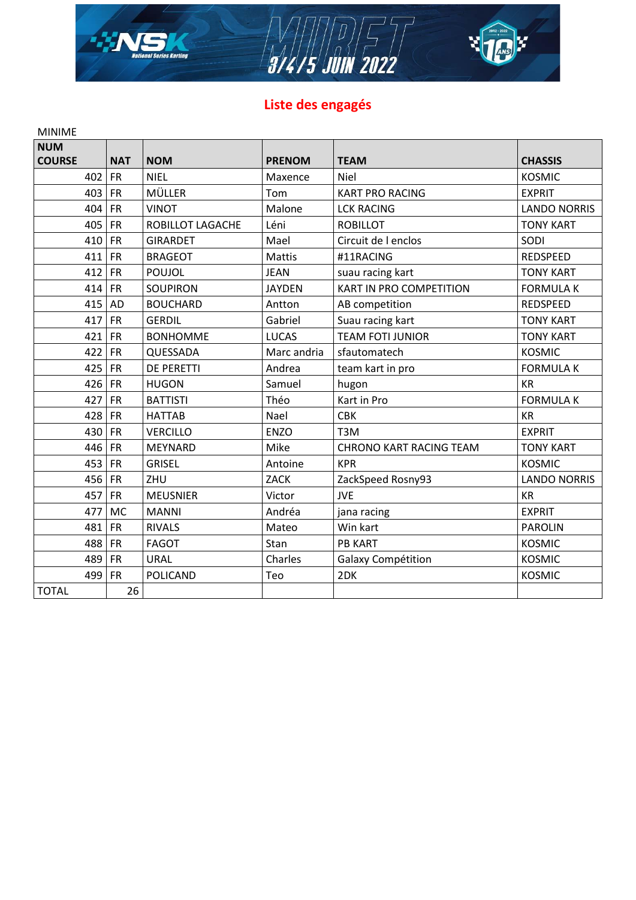# Liste des engagés

MINIME

| NUM COURSE | NAT | NOM | PRENOM | TEAM | CHASSIS |
|---|---|---|---|---|---|
| 402 | FR | NIEL | Maxence | Niel | KOSMIC |
| 403 | FR | MÜLLER | Tom | KART PRO RACING | EXPRIT |
| 404 | FR | VINOT | Malone | LCK RACING | LANDO NORRIS |
| 405 | FR | ROBILLOT LAGACHE | Léni | ROBILLOT | TONY KART |
| 410 | FR | GIRARDET | Mael | Circuit de l enclos | SODI |
| 411 | FR | BRAGEOT | Mattis | #11RACING | REDSPEED |
| 412 | FR | POUJOL | JEAN | suau racing kart | TONY KART |
| 414 | FR | SOUPIRON | JAYDEN | KART IN PRO COMPETITION | FORMULA K |
| 415 | AD | BOUCHARD | Antton | AB competition | REDSPEED |
| 417 | FR | GERDIL | Gabriel | Suau racing kart | TONY KART |
| 421 | FR | BONHOMME | LUCAS | TEAM FOTI JUNIOR | TONY KART |
| 422 | FR | QUESSADA | Marc andria | sfautomatech | KOSMIC |
| 425 | FR | DE PERETTI | Andrea | team kart in pro | FORMULA K |
| 426 | FR | HUGON | Samuel | hugon | KR |
| 427 | FR | BATTISTI | Théo | Kart in Pro | FORMULA K |
| 428 | FR | HATTAB | Nael | CBK | KR |
| 430 | FR | VERCILLO | ENZO | T3M | EXPRIT |
| 446 | FR | MEYNARD | Mike | CHRONO KART RACING TEAM | TONY KART |
| 453 | FR | GRISEL | Antoine | KPR | KOSMIC |
| 456 | FR | ZHU | ZACK | ZackSpeed Rosny93 | LANDO NORRIS |
| 457 | FR | MEUSNIER | Victor | JVE | KR |
| 477 | MC | MANNI | Andréa | jana racing | EXPRIT |
| 481 | FR | RIVALS | Mateo | Win kart | PAROLIN |
| 488 | FR | FAGOT | Stan | PB KART | KOSMIC |
| 489 | FR | URAL | Charles | Galaxy Compétition | KOSMIC |
| 499 | FR | POLICAND | Teo | 2DK | KOSMIC |
| TOTAL | 26 | | | | |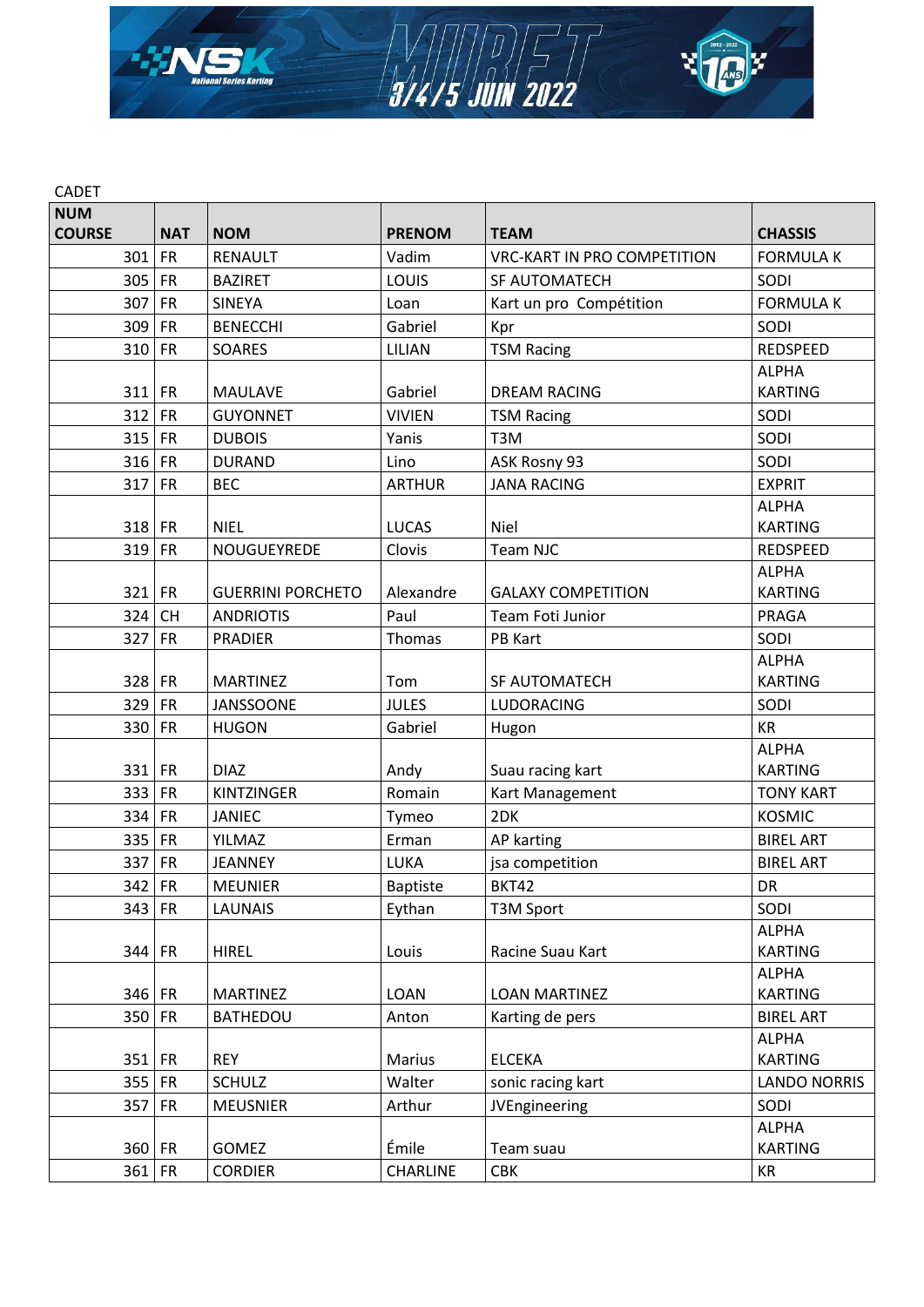CADET

| NUM COURSE | NAT | NOM | PRENOM | TEAM | CHASSIS |
|---|---|---|---|---|---|
| 301 | FR | RENAULT | Vadim | VRC-KART IN PRO COMPETITION | FORMULA K |
| 305 | FR | BAZIRET | LOUIS | SF AUTOMATECH | SODI |
| 307 | FR | SINEYA | Loan | Kart un pro Compétition | FORMULA K |
| 309 | FR | BENECCHI | Gabriel | Kpr | SODI |
| 310 | FR | SOARES | LILIAN | TSM Racing | REDSPEED |
| 311 | FR | MAULAVE | Gabriel | DREAM RACING | ALPHA KARTING |
| 312 | FR | GUYONNET | VIVIEN | TSM Racing | SODI |
| 315 | FR | DUBOIS | Yanis | T3M | SODI |
| 316 | FR | DURAND | Lino | ASK Rosny 93 | SODI |
| 317 | FR | BEC | ARTHUR | JANA RACING | EXPRIT |
| 318 | FR | NIEL | LUCAS | Niel | ALPHA KARTING |
| 319 | FR | NOUGUEYREDE | Clovis | Team NJC | REDSPEED |
| 321 | FR | GUERRINI PORCHETO | Alexandre | GALAXY COMPETITION | ALPHA KARTING |
| 324 | CH | ANDRIOTIS | Paul | Team Foti Junior | PRAGA |
| 327 | FR | PRADIER | Thomas | PB Kart | SODI |
| 328 | FR | MARTINEZ | Tom | SF AUTOMATECH | ALPHA KARTING |
| 329 | FR | JANSSOONE | JULES | LUDORACING | SODI |
| 330 | FR | HUGON | Gabriel | Hugon | KR |
| 331 | FR | DIAZ | Andy | Suau racing kart | ALPHA KARTING |
| 333 | FR | KINTZINGER | Romain | Kart Management | TONY KART |
| 334 | FR | JANIEC | Tymeo | 2DK | KOSMIC |
| 335 | FR | YILMAZ | Erman | AP karting | BIREL ART |
| 337 | FR | JEANNEY | LUKA | jsa competition | BIREL ART |
| 342 | FR | MEUNIER | Baptiste | BKT42 | DR |
| 343 | FR | LAUNAIS | Eythan | T3M Sport | SODI |
| 344 | FR | HIREL | Louis | Racine Suau Kart | ALPHA KARTING |
| 346 | FR | MARTINEZ | LOAN | LOAN MARTINEZ | ALPHA KARTING |
| 350 | FR | BATHEDOU | Anton | Karting de pers | BIREL ART |
| 351 | FR | REY | Marius | ELCEKA | ALPHA KARTING |
| 355 | FR | SCHULZ | Walter | sonic racing kart | LANDO NORRIS |
| 357 | FR | MEUSNIER | Arthur | JVEngineering | SODI |
| 360 | FR | GOMEZ | Émile | Team suau | ALPHA KARTING |
| 361 | FR | CORDIER | CHARLINE | CBK | KR |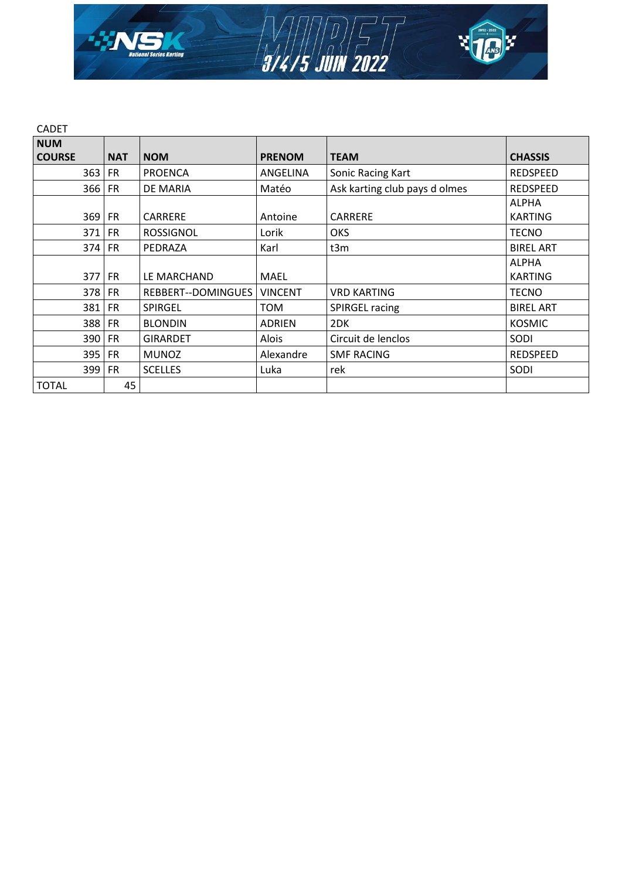CADET

| NUM COURSE | NAT | NOM | PRENOM | TEAM | CHASSIS |
|---|---|---|---|---|---|
| 363 | FR | PROENCA | ANGELINA | Sonic Racing Kart | REDSPEED |
| 366 | FR | DE MARIA | Matéo | Ask karting club pays d olmes | REDSPEED |
| 369 | FR | CARRERE | Antoine | CARRERE | ALPHA KARTING |
| 371 | FR | ROSSIGNOL | Lorik | OKS | TECNO |
| 374 | FR | PEDRAZA | Karl | t3m | BIREL ART |
| 377 | FR | LE MARCHAND | MAEL | | ALPHA KARTING |
| 378 | FR | REBBERT--DOMINGUES | VINCENT | VRD KARTING | TECNO |
| 381 | FR | SPIRGEL | TOM | SPIRGEL racing | BIREL ART |
| 388 | FR | BLONDIN | ADRIEN | 2DK | KOSMIC |
| 390 | FR | GIRARDET | Alois | Circuit de lenclos | SODI |
| 395 | FR | MUNOZ | Alexandre | SMF RACING | REDSPEED |
| 399 | FR | SCELLES | Luka | rek | SODI |
| TOTAL | 45 | | | | |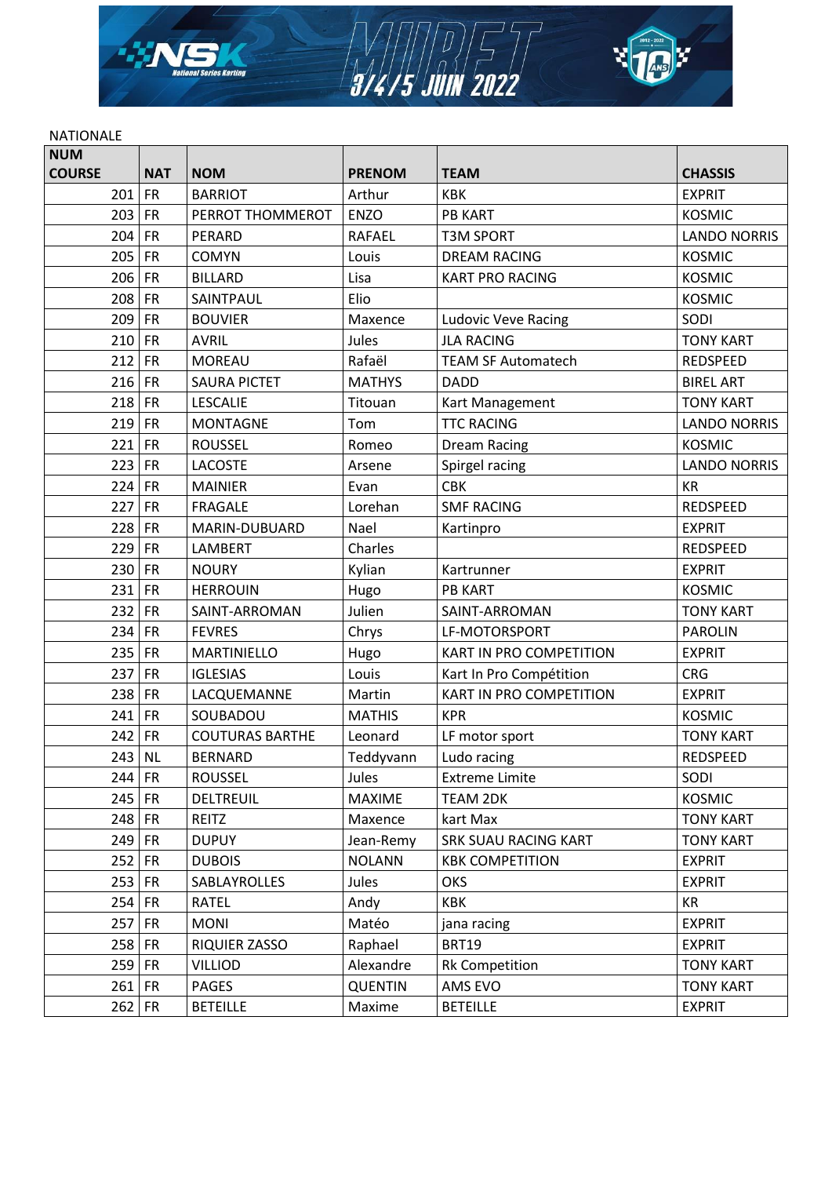NATIONALE

| NUM COURSE | NAT | NOM | PRENOM | TEAM | CHASSIS |
|---|---|---|---|---|---|
| 201 | FR | BARRIOT | Arthur | KBK | EXPRIT |
| 203 | FR | PERROT THOMMEROT | ENZO | PB KART | KOSMIC |
| 204 | FR | PERARD | RAFAEL | T3M SPORT | LANDO NORRIS |
| 205 | FR | COMYN | Louis | DREAM RACING | KOSMIC |
| 206 | FR | BILLARD | Lisa | KART PRO RACING | KOSMIC |
| 208 | FR | SAINTPAUL | Elio | | KOSMIC |
| 209 | FR | BOUVIER | Maxence | Ludovic Veve Racing | SODI |
| 210 | FR | AVRIL | Jules | JLA RACING | TONY KART |
| 212 | FR | MOREAU | Rafaël | TEAM SF Automatech | REDSPEED |
| 216 | FR | SAURA PICTET | MATHYS | DADD | BIREL ART |
| 218 | FR | LESCALIE | Titouan | Kart Management | TONY KART |
| 219 | FR | MONTAGNE | Tom | TTC RACING | LANDO NORRIS |
| 221 | FR | ROUSSEL | Romeo | Dream Racing | KOSMIC |
| 223 | FR | LACOSTE | Arsene | Spirgel racing | LANDO NORRIS |
| 224 | FR | MAINIER | Evan | CBK | KR |
| 227 | FR | FRAGALE | Lorehan | SMF RACING | REDSPEED |
| 228 | FR | MARIN-DUBUARD | Nael | Kartinpro | EXPRIT |
| 229 | FR | LAMBERT | Charles | | REDSPEED |
| 230 | FR | NOURY | Kylian | Kartrunner | EXPRIT |
| 231 | FR | HERROUIN | Hugo | PB KART | KOSMIC |
| 232 | FR | SAINT-ARROMAN | Julien | SAINT-ARROMAN | TONY KART |
| 234 | FR | FEVRES | Chrys | LF-MOTORSPORT | PAROLIN |
| 235 | FR | MARTINIELLO | Hugo | KART IN PRO COMPETITION | EXPRIT |
| 237 | FR | IGLESIAS | Louis | Kart In Pro Compétition | CRG |
| 238 | FR | LACQUEMANNE | Martin | KART IN PRO COMPETITION | EXPRIT |
| 241 | FR | SOUBADOU | MATHIS | KPR | KOSMIC |
| 242 | FR | COUTURAS BARTHE | Leonard | LF motor sport | TONY KART |
| 243 | NL | BERNARD | Teddyvann | Ludo racing | REDSPEED |
| 244 | FR | ROUSSEL | Jules | Extreme Limite | SODI |
| 245 | FR | DELTREUIL | MAXIME | TEAM 2DK | KOSMIC |
| 248 | FR | REITZ | Maxence | kart Max | TONY KART |
| 249 | FR | DUPUY | Jean-Remy | SRK SUAU RACING KART | TONY KART |
| 252 | FR | DUBOIS | NOLANN | KBK COMPETITION | EXPRIT |
| 253 | FR | SABLAYROLLES | Jules | OKS | EXPRIT |
| 254 | FR | RATEL | Andy | KBK | KR |
| 257 | FR | MONI | Matéo | jana racing | EXPRIT |
| 258 | FR | RIQUIER ZASSO | Raphael | BRT19 | EXPRIT |
| 259 | FR | VILLIOD | Alexandre | Rk Competition | TONY KART |
| 261 | FR | PAGES | QUENTIN | AMS EVO | TONY KART |
| 262 | FR | BETEILLE | Maxime | BETEILLE | EXPRIT |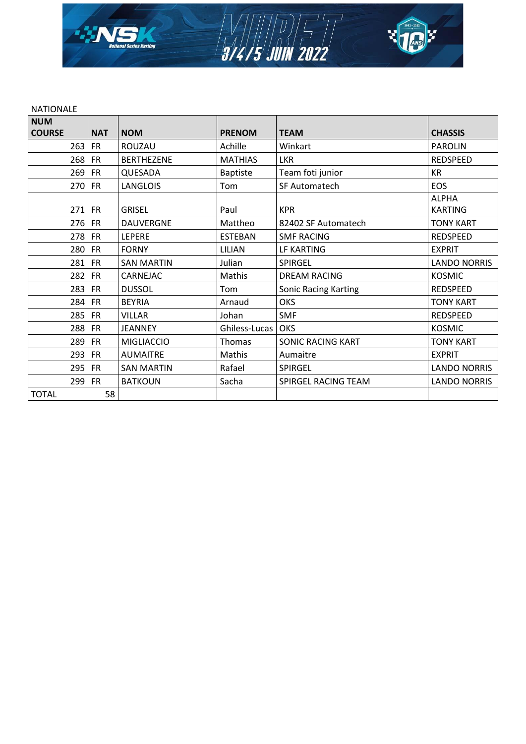NATIONALE

| NUM COURSE | NAT | NOM | PRENOM | TEAM | CHASSIS |
|---|---|---|---|---|---|
| 263 | FR | ROUZAU | Achille | Winkart | PAROLIN |
| 268 | FR | BERTHEZENE | MATHIAS | LKR | REDSPEED |
| 269 | FR | QUESADA | Baptiste | Team foti junior | KR |
| 270 | FR | LANGLOIS | Tom | SF Automatech | EOS |
| 271 | FR | GRISEL | Paul | KPR | ALPHA KARTING |
| 276 | FR | DAUVERGNE | Mattheo | 82402 SF Automatech | TONY KART |
| 278 | FR | LEPERE | ESTEBAN | SMF RACING | REDSPEED |
| 280 | FR | FORNY | LILIAN | LF KARTING | EXPRIT |
| 281 | FR | SAN MARTIN | Julian | SPIRGEL | LANDO NORRIS |
| 282 | FR | CARNEJAC | Mathis | DREAM RACING | KOSMIC |
| 283 | FR | DUSSOL | Tom | Sonic Racing Karting | REDSPEED |
| 284 | FR | BEYRIA | Arnaud | OKS | TONY KART |
| 285 | FR | VILLAR | Johan | SMF | REDSPEED |
| 288 | FR | JEANNEY | Ghiless-Lucas | OKS | KOSMIC |
| 289 | FR | MIGLIACCIO | Thomas | SONIC RACING KART | TONY KART |
| 293 | FR | AUMAITRE | Mathis | Aumaitre | EXPRIT |
| 295 | FR | SAN MARTIN | Rafael | SPIRGEL | LANDO NORRIS |
| 299 | FR | BATKOUN | Sacha | SPIRGEL RACING TEAM | LANDO NORRIS |
| TOTAL | 58 | | | | |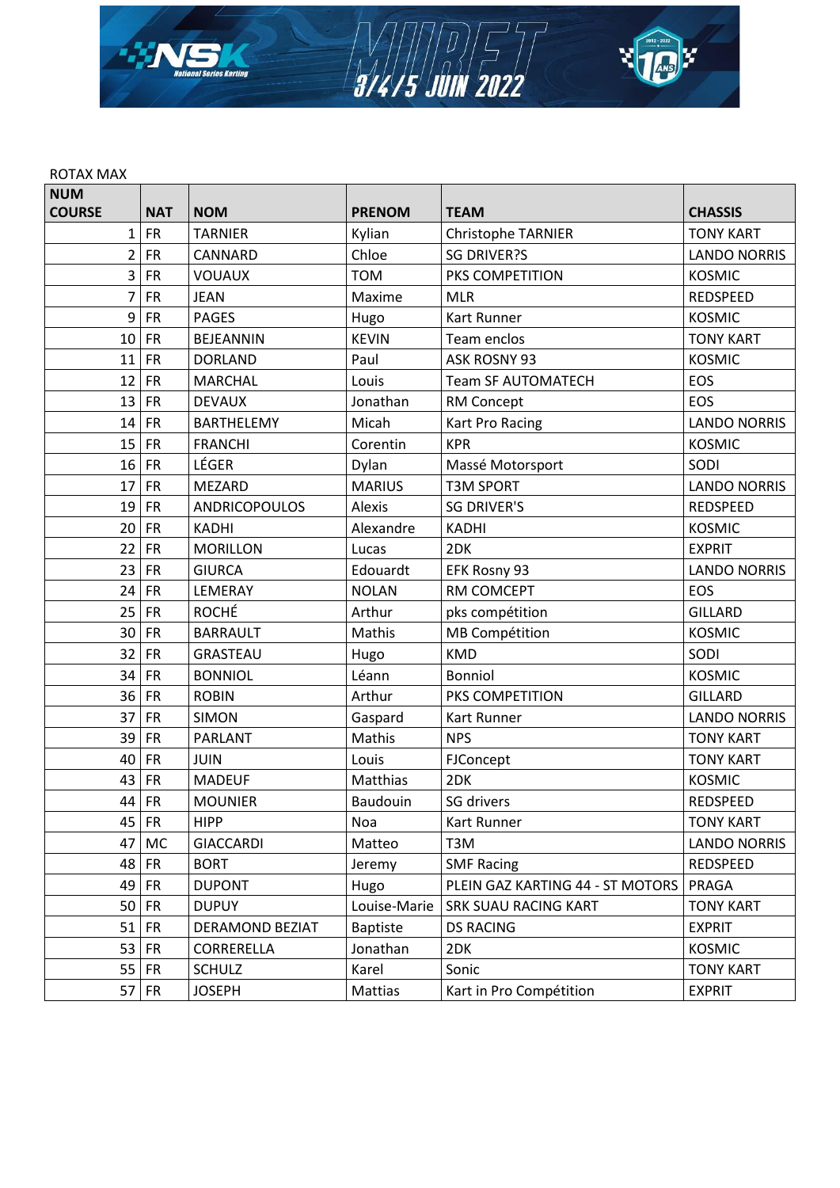ROTAX MAX

| NUM COURSE | NAT | NOM | PRENOM | TEAM | CHASSIS |
|---|---|---|---|---|---|
| 1 | FR | TARNIER | Kylian | Christophe TARNIER | TONY KART |
| 2 | FR | CANNARD | Chloe | SG DRIVER?S | LANDO NORRIS |
| 3 | FR | VOUAUX | TOM | PKS COMPETITION | KOSMIC |
| 7 | FR | JEAN | Maxime | MLR | REDSPEED |
| 9 | FR | PAGES | Hugo | Kart Runner | KOSMIC |
| 10 | FR | BEJEANNIN | KEVIN | Team enclos | TONY KART |
| 11 | FR | DORLAND | Paul | ASK ROSNY 93 | KOSMIC |
| 12 | FR | MARCHAL | Louis | Team SF AUTOMATECH | EOS |
| 13 | FR | DEVAUX | Jonathan | RM Concept | EOS |
| 14 | FR | BARTHELEMY | Micah | Kart Pro Racing | LANDO NORRIS |
| 15 | FR | FRANCHI | Corentin | KPR | KOSMIC |
| 16 | FR | LÉGER | Dylan | Massé Motorsport | SODI |
| 17 | FR | MEZARD | MARIUS | T3M SPORT | LANDO NORRIS |
| 19 | FR | ANDRICOPOULOS | Alexis | SG DRIVER'S | REDSPEED |
| 20 | FR | KADHI | Alexandre | KADHI | KOSMIC |
| 22 | FR | MORILLON | Lucas | 2DK | EXPRIT |
| 23 | FR | GIURCA | Edouardt | EFK Rosny 93 | LANDO NORRIS |
| 24 | FR | LEMERAY | NOLAN | RM COMCEPT | EOS |
| 25 | FR | ROCHÉ | Arthur | pks compétition | GILLARD |
| 30 | FR | BARRAULT | Mathis | MB Compétition | KOSMIC |
| 32 | FR | GRASTEAU | Hugo | KMD | SODI |
| 34 | FR | BONNIOL | Léann | Bonniol | KOSMIC |
| 36 | FR | ROBIN | Arthur | PKS COMPETITION | GILLARD |
| 37 | FR | SIMON | Gaspard | Kart Runner | LANDO NORRIS |
| 39 | FR | PARLANT | Mathis | NPS | TONY KART |
| 40 | FR | JUIN | Louis | FJConcept | TONY KART |
| 43 | FR | MADEUF | Matthias | 2DK | KOSMIC |
| 44 | FR | MOUNIER | Baudouin | SG drivers | REDSPEED |
| 45 | FR | HIPP | Noa | Kart Runner | TONY KART |
| 47 | MC | GIACCARDI | Matteo | T3M | LANDO NORRIS |
| 48 | FR | BORT | Jeremy | SMF Racing | REDSPEED |
| 49 | FR | DUPONT | Hugo | PLEIN GAZ KARTING 44 - ST MOTORS | PRAGA |
| 50 | FR | DUPUY | Louise-Marie | SRK SUAU RACING KART | TONY KART |
| 51 | FR | DERAMOND BEZIAT | Baptiste | DS RACING | EXPRIT |
| 53 | FR | CORRERELLA | Jonathan | 2DK | KOSMIC |
| 55 | FR | SCHULZ | Karel | Sonic | TONY KART |
| 57 | FR | JOSEPH | Mattias | Kart in Pro Compétition | EXPRIT |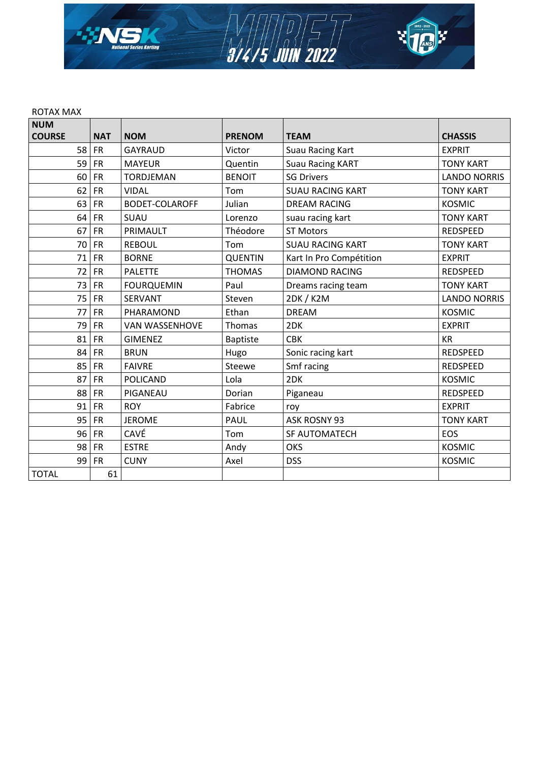ROTAX MAX

| NUM COURSE | NAT | NOM | PRENOM | TEAM | CHASSIS |
|---|---|---|---|---|---|
| 58 | FR | GAYRAUD | Victor | Suau Racing Kart | EXPRIT |
| 59 | FR | MAYEUR | Quentin | Suau Racing KART | TONY KART |
| 60 | FR | TORDJEMAN | BENOIT | SG Drivers | LANDO NORRIS |
| 62 | FR | VIDAL | Tom | SUAU RACING KART | TONY KART |
| 63 | FR | BODET-COLAROFF | Julian | DREAM RACING | KOSMIC |
| 64 | FR | SUAU | Lorenzo | suau racing kart | TONY KART |
| 67 | FR | PRIMAULT | Théodore | ST Motors | REDSPEED |
| 70 | FR | REBOUL | Tom | SUAU RACING KART | TONY KART |
| 71 | FR | BORNE | QUENTIN | Kart In Pro Compétition | EXPRIT |
| 72 | FR | PALETTE | THOMAS | DIAMOND RACING | REDSPEED |
| 73 | FR | FOURQUEMIN | Paul | Dreams racing team | TONY KART |
| 75 | FR | SERVANT | Steven | 2DK / K2M | LANDO NORRIS |
| 77 | FR | PHARAMOND | Ethan | DREAM | KOSMIC |
| 79 | FR | VAN WASSENHOVE | Thomas | 2DK | EXPRIT |
| 81 | FR | GIMENEZ | Baptiste | CBK | KR |
| 84 | FR | BRUN | Hugo | Sonic racing kart | REDSPEED |
| 85 | FR | FAIVRE | Steewe | Smf racing | REDSPEED |
| 87 | FR | POLICAND | Lola | 2DK | KOSMIC |
| 88 | FR | PIGANEAU | Dorian | Piganeau | REDSPEED |
| 91 | FR | ROY | Fabrice | roy | EXPRIT |
| 95 | FR | JEROME | PAUL | ASK ROSNY 93 | TONY KART |
| 96 | FR | CAVÉ | Tom | SF AUTOMATECH | EOS |
| 98 | FR | ESTRE | Andy | OKS | KOSMIC |
| 99 | FR | CUNY | Axel | DSS | KOSMIC |
| TOTAL | 61 | | | | |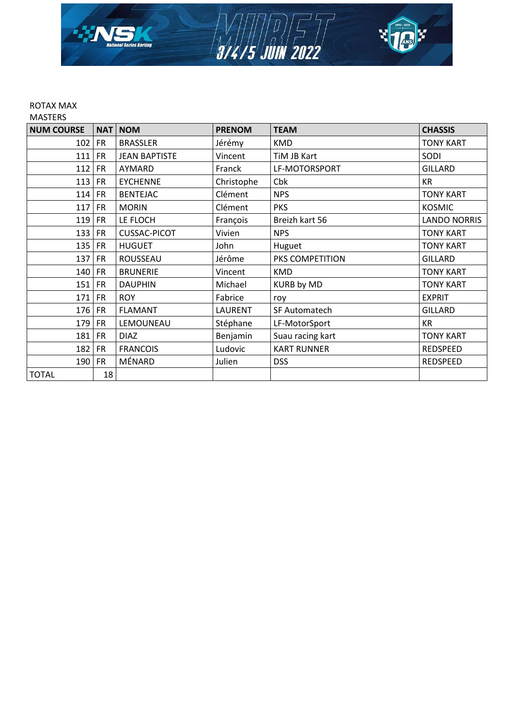ROTAX MAX
MASTERS

| NUM COURSE | NAT | NOM | PRENOM | TEAM | CHASSIS |
|---|---|---|---|---|---|
| 102 | FR | BRASSLER | Jérémy | KMD | TONY KART |
| 111 | FR | JEAN BAPTISTE | Vincent | TiM JB Kart | SODI |
| 112 | FR | AYMARD | Franck | LF-MOTORSPORT | GILLARD |
| 113 | FR | EYCHENNE | Christophe | Cbk | KR |
| 114 | FR | BENTEJAC | Clément | NPS | TONY KART |
| 117 | FR | MORIN | Clément | PKS | KOSMIC |
| 119 | FR | LE FLOCH | François | Breizh kart 56 | LANDO NORRIS |
| 133 | FR | CUSSAC-PICOT | Vivien | NPS | TONY KART |
| 135 | FR | HUGUET | John | Huguet | TONY KART |
| 137 | FR | ROUSSEAU | Jérôme | PKS COMPETITION | GILLARD |
| 140 | FR | BRUNERIE | Vincent | KMD | TONY KART |
| 151 | FR | DAUPHIN | Michael | KURB by MD | TONY KART |
| 171 | FR | ROY | Fabrice | roy | EXPRIT |
| 176 | FR | FLAMANT | LAURENT | SF Automatech | GILLARD |
| 179 | FR | LEMOUNEAU | Stéphane | LF-MotorSport | KR |
| 181 | FR | DIAZ | Benjamin | Suau racing kart | TONY KART |
| 182 | FR | FRANCOIS | Ludovic | KART RUNNER | REDSPEED |
| 190 | FR | MÉNARD | Julien | DSS | REDSPEED |
| TOTAL | 18 | | | | |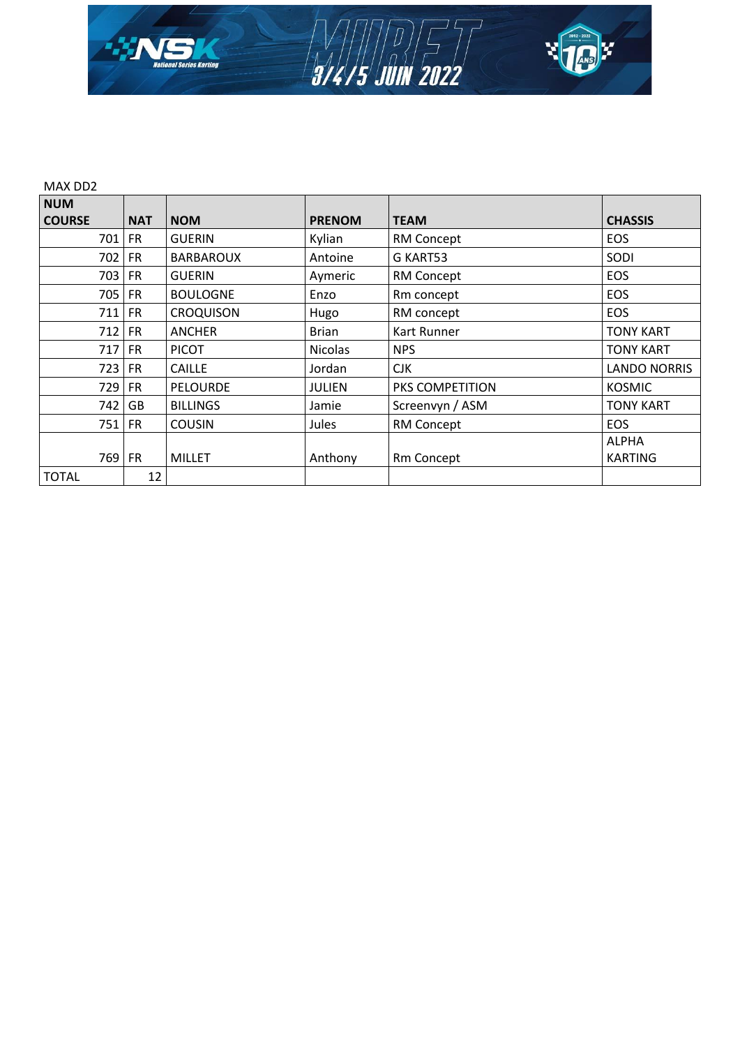MAX DD2

| NUM COURSE | NAT | NOM | PRENOM | TEAM | CHASSIS |
|---|---|---|---|---|---|
| 701 | FR | GUERIN | Kylian | RM Concept | EOS |
| 702 | FR | BARBAROUX | Antoine | G KART53 | SODI |
| 703 | FR | GUERIN | Aymeric | RM Concept | EOS |
| 705 | FR | BOULOGNE | Enzo | Rm concept | EOS |
| 711 | FR | CROQUISON | Hugo | RM concept | EOS |
| 712 | FR | ANCHER | Brian | Kart Runner | TONY KART |
| 717 | FR | PICOT | Nicolas | NPS | TONY KART |
| 723 | FR | CAILLE | Jordan | CJK | LANDO NORRIS |
| 729 | FR | PELOURDE | JULIEN | PKS COMPETITION | KOSMIC |
| 742 | GB | BILLINGS | Jamie | Screenvyn / ASM | TONY KART |
| 751 | FR | COUSIN | Jules | RM Concept | EOS |
| 769 | FR | MILLET | Anthony | Rm Concept | ALPHA KARTING |
| TOTAL | 12 | | | | |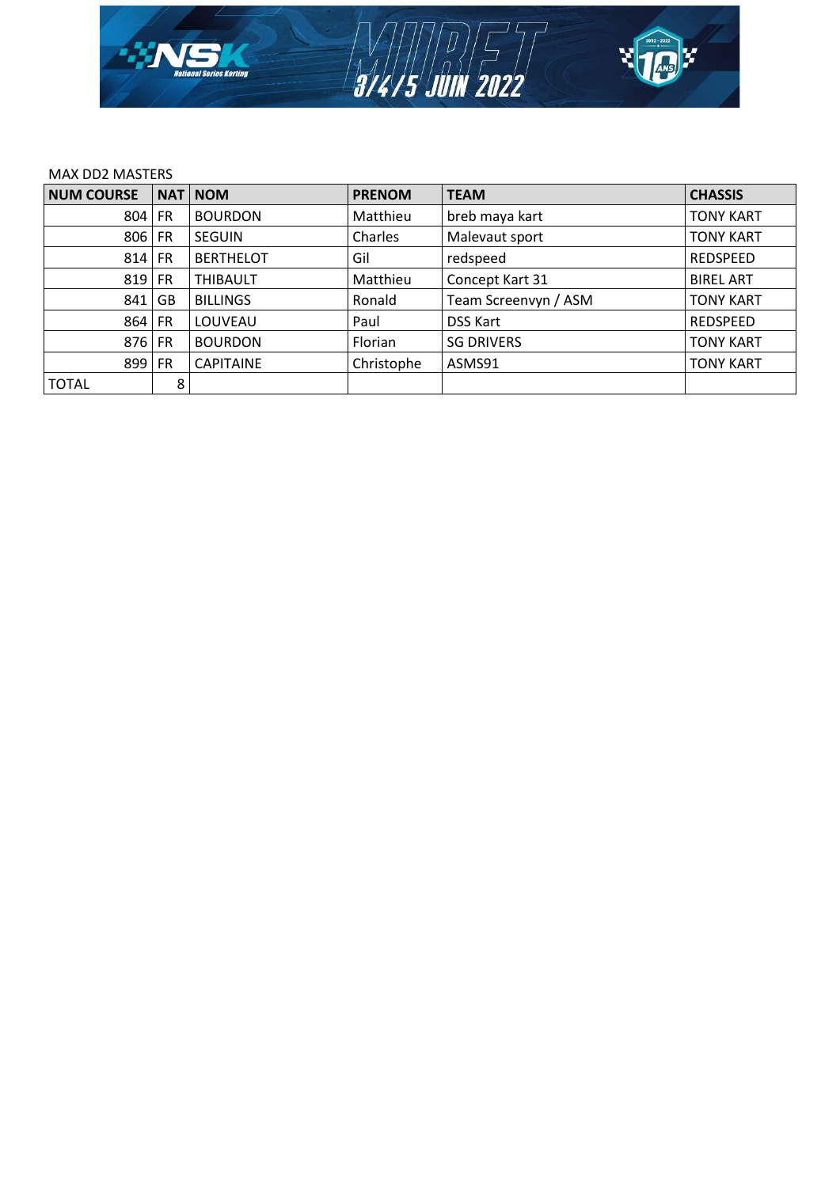MAX DD2 MASTERS

| NUM COURSE | NAT | NOM | PRENOM | TEAM | CHASSIS |
|---|---|---|---|---|---|
| 804 | FR | BOURDON | Matthieu | breb maya kart | TONY KART |
| 806 | FR | SEGUIN | Charles | Malevaut sport | TONY KART |
| 814 | FR | BERTHELOT | Gil | redspeed | REDSPEED |
| 819 | FR | THIBAULT | Matthieu | Concept Kart 31 | BIREL ART |
| 841 | GB | BILLINGS | Ronald | Team Screenvyn / ASM | TONY KART |
| 864 | FR | LOUVEAU | Paul | DSS Kart | REDSPEED |
| 876 | FR | BOURDON | Florian | SG DRIVERS | TONY KART |
| 899 | FR | CAPITAINE | Christophe | ASMS91 | TONY KART |
| TOTAL | 8 | | | | |